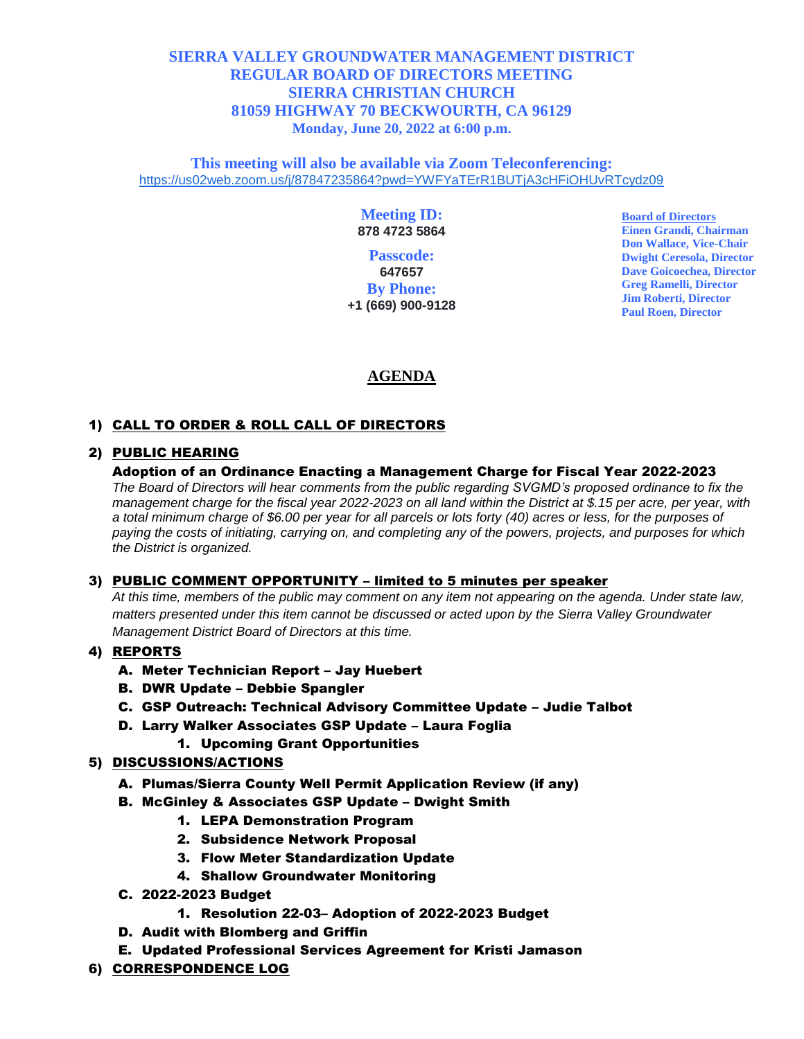# SIERRA VALLEY GROUNDWATER MANAGEMENT DISTRICT
# REGULAR BOARD OF DIRECTORS MEETING
# SIERRA CHRISTIAN CHURCH
# 81059 HIGHWAY 70 BECKWOURTH, CA 96129
**Monday, June 20, 2022 at 6:00 p.m.**

**This meeting will also be available via Zoom Teleconferencing:**
https://us02web.zoom.us/j/87847235864?pwd=YWFYaTErR1BUTjA3cHFiOHUvRTcydz09

**Meeting ID:**
**878 4723 5864**

**Passcode:**
**647657**

**By Phone:**
**+1 (669) 900-9128**

**Board of Directors**
**Einen Grandi, Chairman**
**Don Wallace, Vice-Chair**
**Dwight Ceresola, Director**
**Dave Goicoechea, Director**
**Greg Ramelli, Director**
**Jim Roberti, Director**
**Paul Roen, Director**

## AGENDA

1) **CALL TO ORDER & ROLL CALL OF DIRECTORS**

2) **PUBLIC HEARING**

   **Adoption of an Ordinance Enacting a Management Charge for Fiscal Year 2022-2023**

   *The Board of Directors will hear comments from the public regarding SVGMD's proposed ordinance to fix the management charge for the fiscal year 2022-2023 on all land within the District at $.15 per acre, per year, with a total minimum charge of $6.00 per year for all parcels or lots forty (40) acres or less, for the purposes of paying the costs of initiating, carrying on, and completing any of the powers, projects, and purposes for which the District is organized.*

3) **PUBLIC COMMENT OPPORTUNITY – limited to 5 minutes per speaker**

   *At this time, members of the public may comment on any item not appearing on the agenda. Under state law, matters presented under this item cannot be discussed or acted upon by the Sierra Valley Groundwater Management District Board of Directors at this time.*

4) **REPORTS**
   - A. **Meter Technician Report – Jay Huebert**
   - B. **DWR Update – Debbie Spangler**
   - C. **GSP Outreach: Technical Advisory Committee Update – Judie Talbot**
   - D. **Larry Walker Associates GSP Update – Laura Foglia**
     1. **Upcoming Grant Opportunities**

5) **DISCUSSIONS/ACTIONS**
   - A. **Plumas/Sierra County Well Permit Application Review (if any)**
   - B. **McGinley & Associates GSP Update – Dwight Smith**
     1. **LEPA Demonstration Program**
     2. **Subsidence Network Proposal**
     3. **Flow Meter Standardization Update**
     4. **Shallow Groundwater Monitoring**
   - C. **2022-2023 Budget**
     1. **Resolution 22-03– Adoption of 2022-2023 Budget**
   - D. **Audit with Blomberg and Griffin**
   - E. **Updated Professional Services Agreement for Kristi Jamason**

6) **CORRESPONDENCE LOG**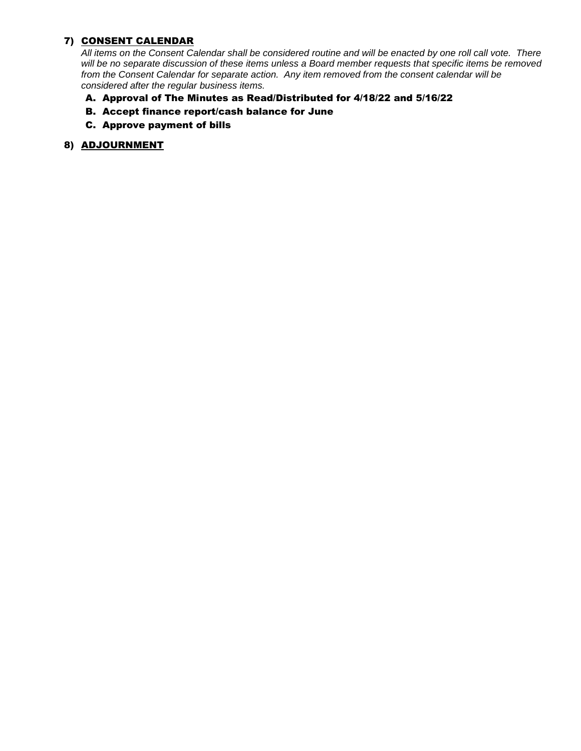## 7) <u>CONSENT CALENDAR</u>

*All items on the Consent Calendar shall be considered routine and will be enacted by one roll call vote. There will be no separate discussion of these items unless a Board member requests that specific items be removed from the Consent Calendar for separate action. Any item removed from the consent calendar will be considered after the regular business items.*

- **A. Approval of The Minutes as Read/Distributed for 4/18/22 and 5/16/22**
- **B. Accept finance report/cash balance for June**
- **C. Approve payment of bills**

## 8) <u>ADJOURNMENT</u>